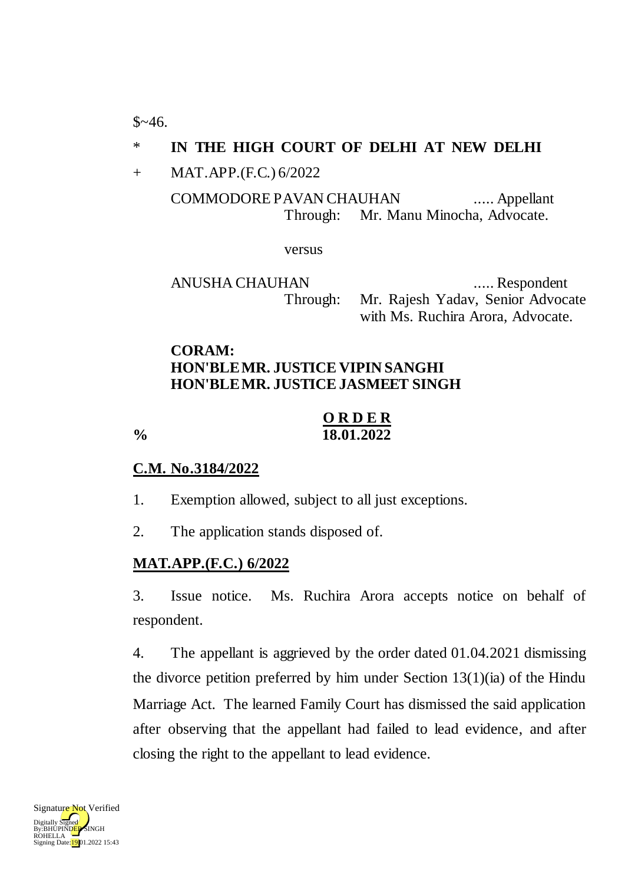$~46.

\* **IN THE HIGH COURT OF DELHI AT NEW DELHI**

\+ MAT.APP.(F.C.) 6/2022

COMMODORE PAVAN CHAUHAN ..... Appellant
Through: Mr. Manu Minocha, Advocate.

versus

ANUSHA CHAUHAN ..... Respondent
Through: Mr. Rajesh Yadav, Senior Advocate with Ms. Ruchira Arora, Advocate.

**CORAM:**
**HON'BLE MR. JUSTICE VIPIN SANGHI**
**HON'BLE MR. JUSTICE JASMEET SINGH**

**O R D E R**

**%** **18.01.2022**

**C.M. No.3184/2022**

1. Exemption allowed, subject to all just exceptions.

2. The application stands disposed of.

**MAT.APP.(F.C.) 6/2022**

3. Issue notice. Ms. Ruchira Arora accepts notice on behalf of respondent.

4. The appellant is aggrieved by the order dated 01.04.2021 dismissing the divorce petition preferred by him under Section 13(1)(ia) of the Hindu Marriage Act. The learned Family Court has dismissed the said application after observing that the appellant had failed to lead evidence, and after closing the right to the appellant to lead evidence.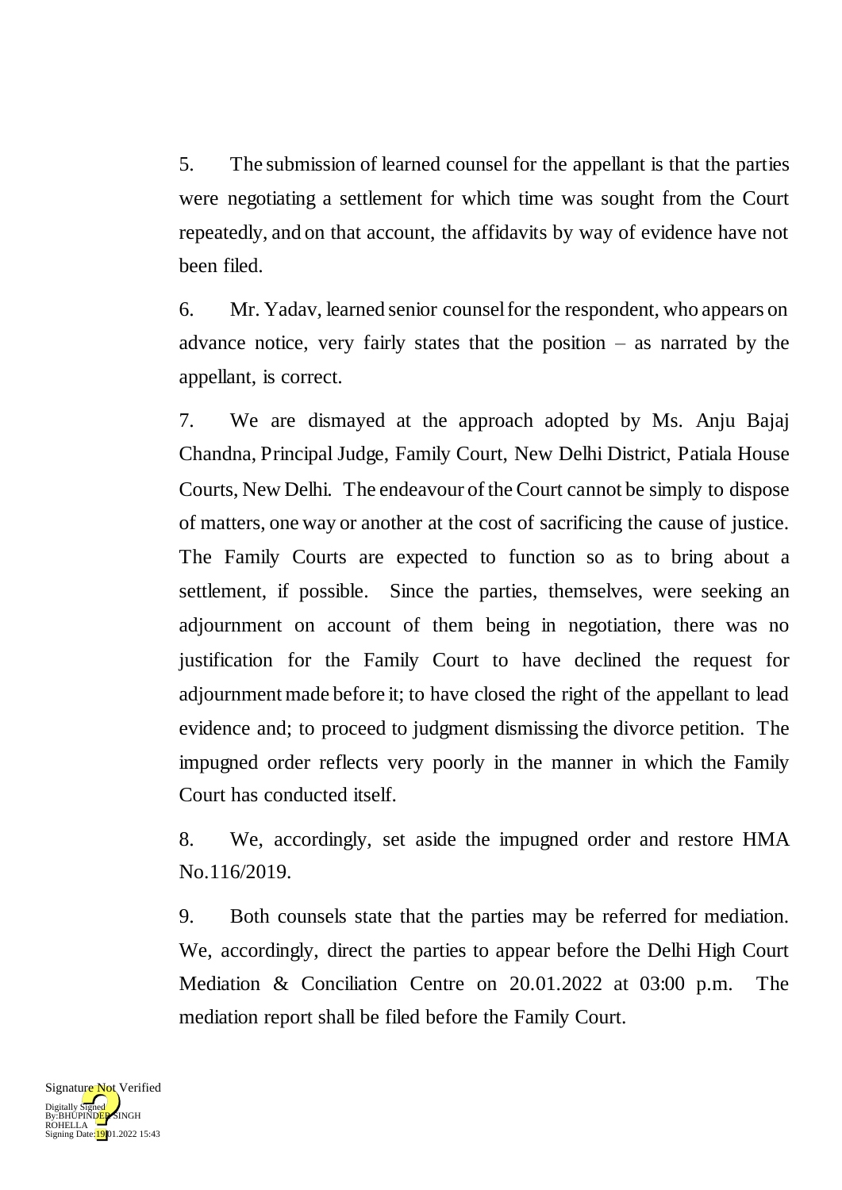5. The submission of learned counsel for the appellant is that the parties were negotiating a settlement for which time was sought from the Court repeatedly, and on that account, the affidavits by way of evidence have not been filed.

6. Mr. Yadav, learned senior counsel for the respondent, who appears on advance notice, very fairly states that the position – as narrated by the appellant, is correct.

7. We are dismayed at the approach adopted by Ms. Anju Bajaj Chandna, Principal Judge, Family Court, New Delhi District, Patiala House Courts, New Delhi. The endeavour of the Court cannot be simply to dispose of matters, one way or another at the cost of sacrificing the cause of justice. The Family Courts are expected to function so as to bring about a settlement, if possible. Since the parties, themselves, were seeking an adjournment on account of them being in negotiation, there was no justification for the Family Court to have declined the request for adjournment made before it; to have closed the right of the appellant to lead evidence and; to proceed to judgment dismissing the divorce petition. The impugned order reflects very poorly in the manner in which the Family Court has conducted itself.

8. We, accordingly, set aside the impugned order and restore HMA No.116/2019.

9. Both counsels state that the parties may be referred for mediation. We, accordingly, direct the parties to appear before the Delhi High Court Mediation & Conciliation Centre on 20.01.2022 at 03:00 p.m. The mediation report shall be filed before the Family Court.

Signature Not Verified
Digitally Signed
By:BHUPINDER SINGH ROHELLA
Signing Date:19.01.2022 15:43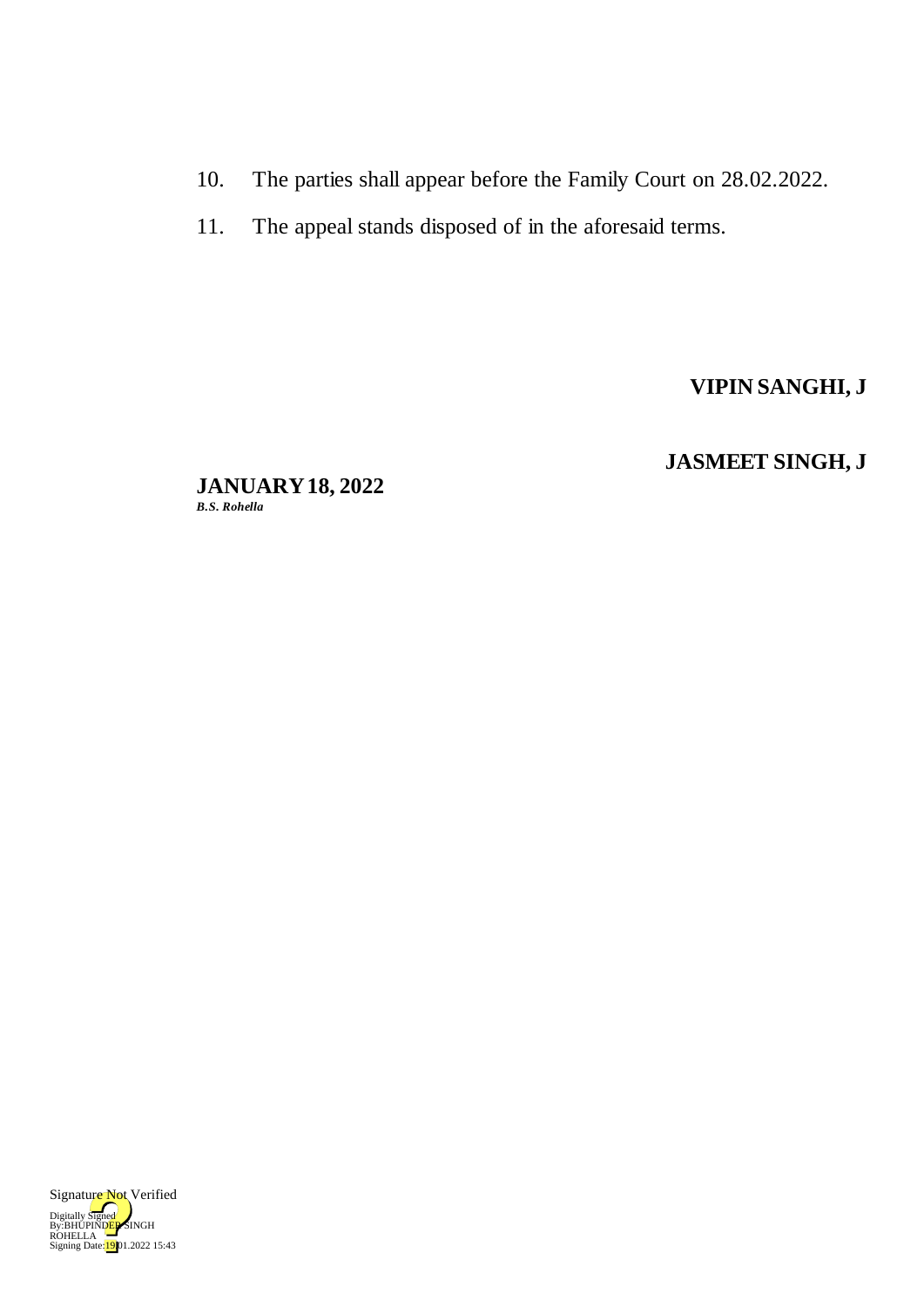10. The parties shall appear before the Family Court on 28.02.2022.

11. The appeal stands disposed of in the aforesaid terms.

**VIPIN SANGHI, J**

**JASMEET SINGH, J**

**JANUARY 18, 2022**
***B.S. Rohella***

Signature Not Verified
Digitally Signed
By:BHUPINDER SINGH
ROHELLA
Signing Date:19.01.2022 15:43